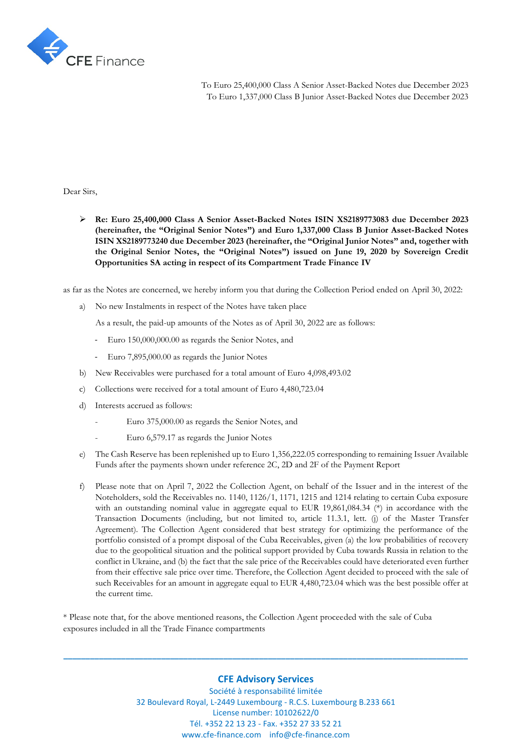CFE Finance

To Euro 25,400,000 Class A Senior Asset-Backed Notes due December 2023
To Euro 1,337,000 Class B Junior Asset-Backed Notes due December 2023

Dear Sirs,

- **Re: Euro 25,400,000 Class A Senior Asset-Backed Notes ISIN XS2189773083 due December 2023 (hereinafter, the "Original Senior Notes") and Euro 1,337,000 Class B Junior Asset-Backed Notes ISIN XS2189773240 due December 2023 (hereinafter, the "Original Junior Notes" and, together with the Original Senior Notes, the "Original Notes") issued on June 19, 2020 by Sovereign Credit Opportunities SA acting in respect of its Compartment Trade Finance IV**

as far as the Notes are concerned, we hereby inform you that during the Collection Period ended on April 30, 2022:

a) No new Instalments in respect of the Notes have taken place

   As a result, the paid-up amounts of the Notes as of April 30, 2022 are as follows:

   - Euro 150,000,000.00 as regards the Senior Notes, and
   - Euro 7,895,000.00 as regards the Junior Notes

b) New Receivables were purchased for a total amount of Euro 4,098,493.02

c) Collections were received for a total amount of Euro 4,480,723.04

d) Interests accrued as follows:

   - Euro 375,000.00 as regards the Senior Notes, and
   - Euro 6,579.17 as regards the Junior Notes

e) The Cash Reserve has been replenished up to Euro 1,356,222.05 corresponding to remaining Issuer Available Funds after the payments shown under reference 2C, 2D and 2F of the Payment Report

f) Please note that on April 7, 2022 the Collection Agent, on behalf of the Issuer and in the interest of the Noteholders, sold the Receivables no. 1140, 1126/1, 1171, 1215 and 1214 relating to certain Cuba exposure with an outstanding nominal value in aggregate equal to EUR 19,861,084.34 (*) in accordance with the Transaction Documents (including, but not limited to, article 11.3.1, lett. (j) of the Master Transfer Agreement). The Collection Agent considered that best strategy for optimizing the performance of the portfolio consisted of a prompt disposal of the Cuba Receivables, given (a) the low probabilities of recovery due to the geopolitical situation and the political support provided by Cuba towards Russia in relation to the conflict in Ukraine, and (b) the fact that the sale price of the Receivables could have deteriorated even further from their effective sale price over time. Therefore, the Collection Agent decided to proceed with the sale of such Receivables for an amount in aggregate equal to EUR 4,480,723.04 which was the best possible offer at the current time.

* Please note that, for the above mentioned reasons, the Collection Agent proceeded with the sale of Cuba exposures included in all the Trade Finance compartments

**CFE Advisory Services**
Société à responsabilité limitée
32 Boulevard Royal, L-2449 Luxembourg - R.C.S. Luxembourg B.233 661
License number: 10102622/0
Tél. +352 22 13 23 - Fax. +352 27 33 52 21
www.cfe-finance.com info@cfe-finance.com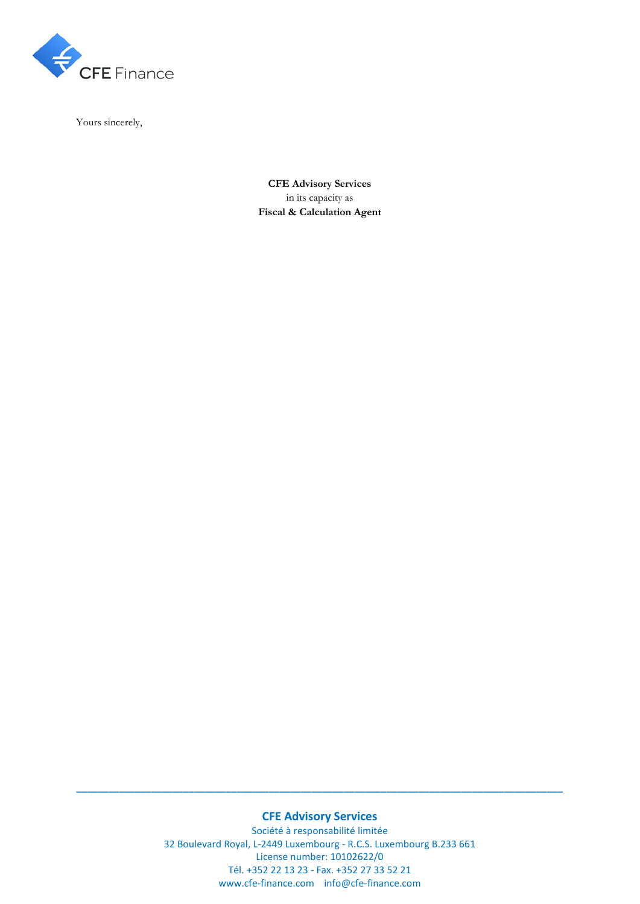Yours sincerely,

**CFE Advisory Services**
in its capacity as
**Fiscal & Calculation Agent**

---

**CFE Advisory Services**
Société à responsabilité limitée
32 Boulevard Royal, L-2449 Luxembourg - R.C.S. Luxembourg B.233 661
License number: 10102622/0
Tél. +352 22 13 23 - Fax. +352 27 33 52 21
www.cfe-finance.com info@cfe-finance.com